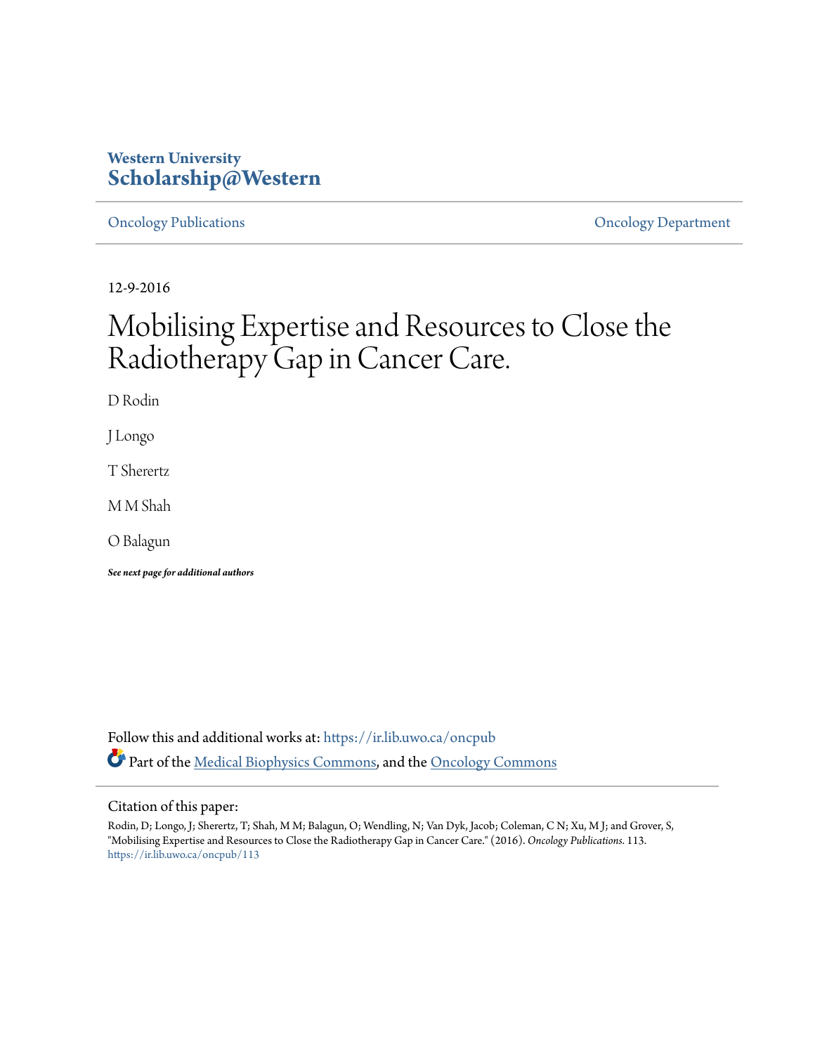Western University
**Scholarship@Western**

Oncology Publications | Oncology Department

12-9-2016

# Mobilising Expertise and Resources to Close the Radiotherapy Gap in Cancer Care.

D Rodin

J Longo

T Sherertz

M M Shah

O Balagun

***See next page for additional authors***

Follow this and additional works at: https://ir.lib.uwo.ca/oncpub

Part of the Medical Biophysics Commons, and the Oncology Commons

Citation of this paper:

Rodin, D; Longo, J; Sherertz, T; Shah, M M; Balagun, O; Wendling, N; Van Dyk, Jacob; Coleman, C N; Xu, M J; and Grover, S, "Mobilising Expertise and Resources to Close the Radiotherapy Gap in Cancer Care." (2016). *Oncology Publications*. 113.
https://ir.lib.uwo.ca/oncpub/113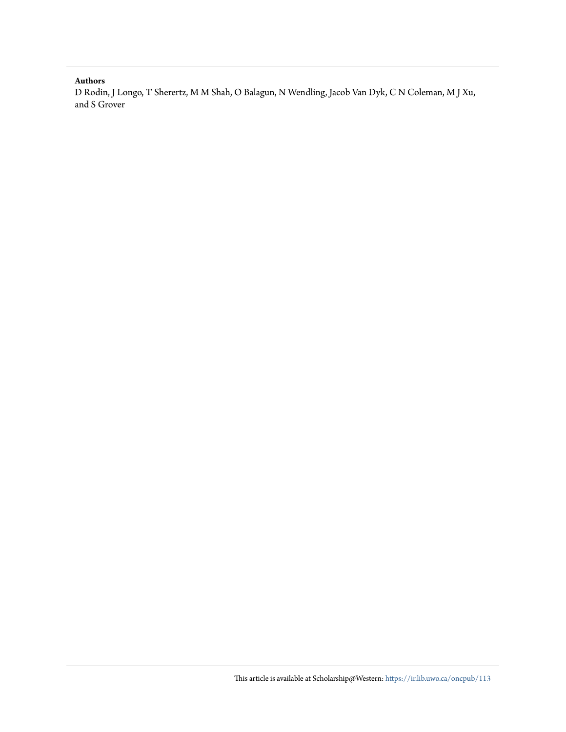**Authors**

D Rodin, J Longo, T Sherertz, M M Shah, O Balagun, N Wendling, Jacob Van Dyk, C N Coleman, M J Xu, and S Grover

This article is available at Scholarship@Western: https://ir.lib.uwo.ca/oncpub/113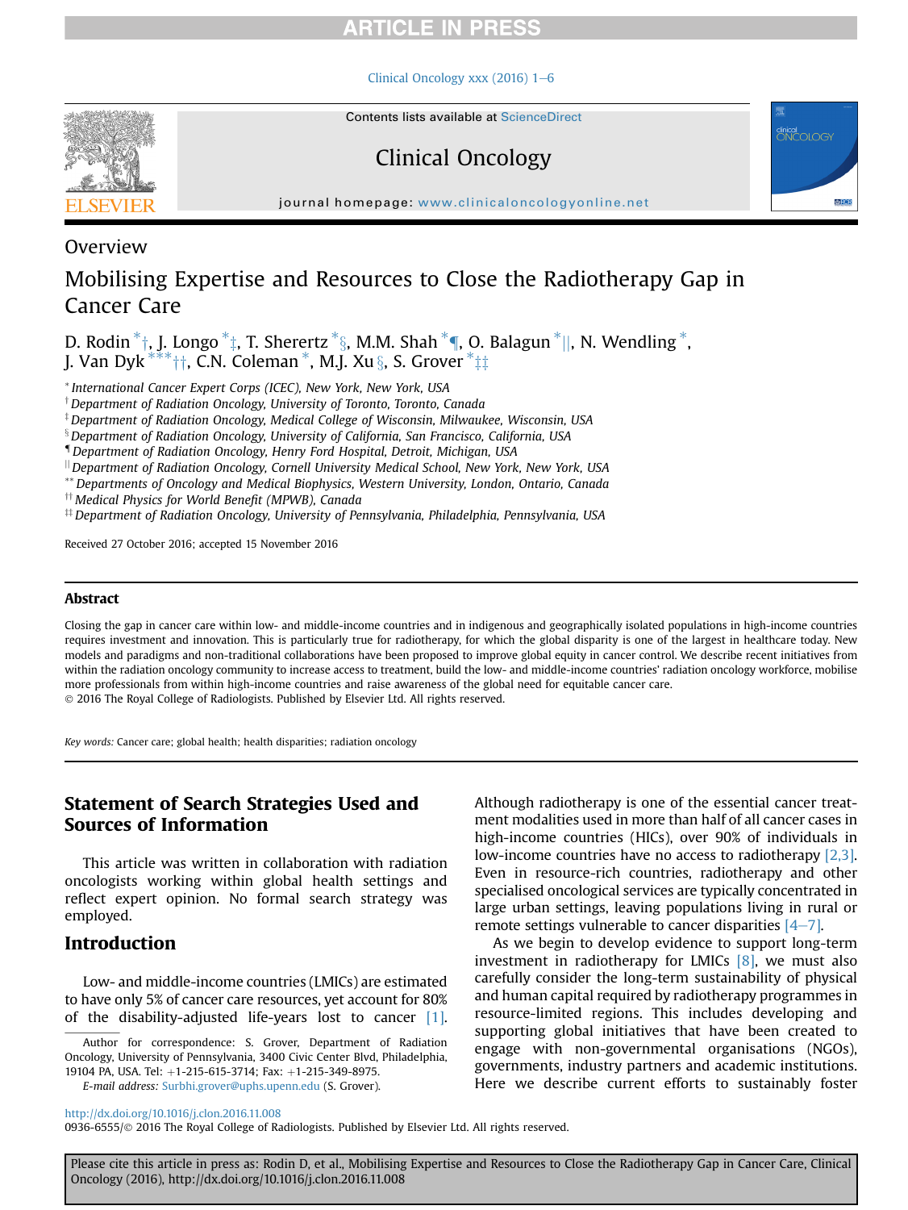Overview

# Mobilising Expertise and Resources to Close the Radiotherapy Gap in Cancer Care

D. Rodin [*,†], J. Longo [*,‡], T. Sherertz [*,§], M.M. Shah [*,¶], O. Balagun [*,||], N. Wendling [*], J. Van Dyk [**,††], C.N. Coleman [*], M.J. Xu [§], S. Grover [*,‡‡]

[*] International Cancer Expert Corps (ICEC), New York, New York, USA
[†] Department of Radiation Oncology, University of Toronto, Toronto, Canada
[‡] Department of Radiation Oncology, Medical College of Wisconsin, Milwaukee, Wisconsin, USA
[§] Department of Radiation Oncology, University of California, San Francisco, California, USA
[¶] Department of Radiation Oncology, Henry Ford Hospital, Detroit, Michigan, USA
[||] Department of Radiation Oncology, Cornell University Medical School, New York, New York, USA
[**] Departments of Oncology and Medical Biophysics, Western University, London, Ontario, Canada
[††] Medical Physics for World Benefit (MPWB), Canada
[‡‡] Department of Radiation Oncology, University of Pennsylvania, Philadelphia, Pennsylvania, USA

Received 27 October 2016; accepted 15 November 2016

### Abstract

Closing the gap in cancer care within low- and middle-income countries and in indigenous and geographically isolated populations in high-income countries requires investment and innovation. This is particularly true for radiotherapy, for which the global disparity is one of the largest in healthcare today. New models and paradigms and non-traditional collaborations have been proposed to improve global equity in cancer control. We describe recent initiatives from within the radiation oncology community to increase access to treatment, build the low- and middle-income countries' radiation oncology workforce, mobilise more professionals from within high-income countries and raise awareness of the global need for equitable cancer care.
© 2016 The Royal College of Radiologists. Published by Elsevier Ltd. All rights reserved.

*Key words:* Cancer care; global health; health disparities; radiation oncology

## Statement of Search Strategies Used and Sources of Information

This article was written in collaboration with radiation oncologists working within global health settings and reflect expert opinion. No formal search strategy was employed.

## Introduction

Low- and middle-income countries (LMICs) are estimated to have only 5% of cancer care resources, yet account for 80% of the disability-adjusted life-years lost to cancer [1]. Although radiotherapy is one of the essential cancer treatment modalities used in more than half of all cancer cases in high-income countries (HICs), over 90% of individuals in low-income countries have no access to radiotherapy [2,3]. Even in resource-rich countries, radiotherapy and other specialised oncological services are typically concentrated in large urban settings, leaving populations living in rural or remote settings vulnerable to cancer disparities [4–7].

As we begin to develop evidence to support long-term investment in radiotherapy for LMICs [8], we must also carefully consider the long-term sustainability of physical and human capital required by radiotherapy programmes in resource-limited regions. This includes developing and supporting global initiatives that have been created to engage with non-governmental organisations (NGOs), governments, industry partners and academic institutions. Here we describe current efforts to sustainably foster

Author for correspondence: S. Grover, Department of Radiation Oncology, University of Pennsylvania, 3400 Civic Center Blvd, Philadelphia, 19104 PA, USA. Tel: +1-215-615-3714; Fax: +1-215-349-8975.
*E-mail address:* Surbhi.grover@uphs.upenn.edu (S. Grover).

http://dx.doi.org/10.1016/j.clon.2016.11.008
0936-6555/© 2016 The Royal College of Radiologists. Published by Elsevier Ltd. All rights reserved.

Please cite this article in press as: Rodin D, et al., Mobilising Expertise and Resources to Close the Radiotherapy Gap in Cancer Care, Clinical Oncology (2016), http://dx.doi.org/10.1016/j.clon.2016.11.008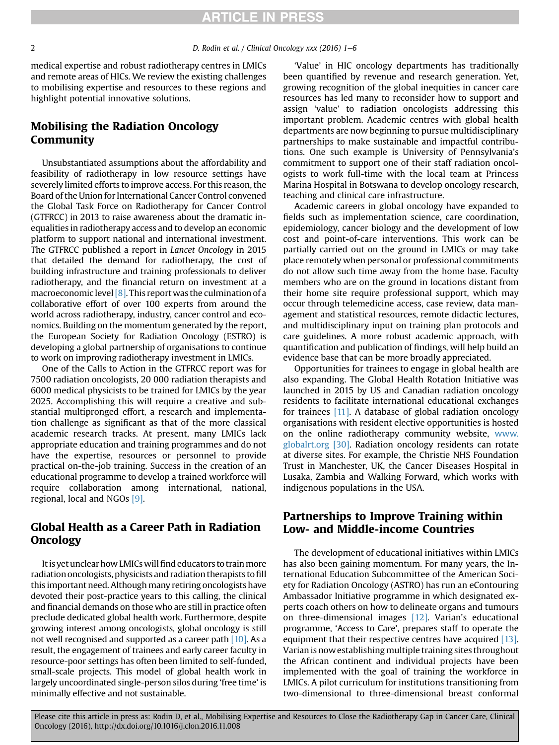medical expertise and robust radiotherapy centres in LMICs and remote areas of HICs. We review the existing challenges to mobilising expertise and resources to these regions and highlight potential innovative solutions.

## Mobilising the Radiation Oncology Community

Unsubstantiated assumptions about the affordability and feasibility of radiotherapy in low resource settings have severely limited efforts to improve access. For this reason, the Board of the Union for International Cancer Control convened the Global Task Force on Radiotherapy for Cancer Control (GTFRCC) in 2013 to raise awareness about the dramatic inequalities in radiotherapy access and to develop an economic platform to support national and international investment. The GTFRCC published a report in *Lancet Oncology* in 2015 that detailed the demand for radiotherapy, the cost of building infrastructure and training professionals to deliver radiotherapy, and the financial return on investment at a macroeconomic level [8]. This report was the culmination of a collaborative effort of over 100 experts from around the world across radiotherapy, industry, cancer control and economics. Building on the momentum generated by the report, the European Society for Radiation Oncology (ESTRO) is developing a global partnership of organisations to continue to work on improving radiotherapy investment in LMICs.

One of the Calls to Action in the GTFRCC report was for 7500 radiation oncologists, 20 000 radiation therapists and 6000 medical physicists to be trained for LMICs by the year 2025. Accomplishing this will require a creative and substantial multipronged effort, a research and implementation challenge as significant as that of the more classical academic research tracks. At present, many LMICs lack appropriate education and training programmes and do not have the expertise, resources or personnel to provide practical on-the-job training. Success in the creation of an educational programme to develop a trained workforce will require collaboration among international, national, regional, local and NGOs [9].

## Global Health as a Career Path in Radiation Oncology

It is yet unclear how LMICs will find educators to train more radiation oncologists, physicists and radiation therapists to fill this important need. Although many retiring oncologists have devoted their post-practice years to this calling, the clinical and financial demands on those who are still in practice often preclude dedicated global health work. Furthermore, despite growing interest among oncologists, global oncology is still not well recognised and supported as a career path [10]. As a result, the engagement of trainees and early career faculty in resource-poor settings has often been limited to self-funded, small-scale projects. This model of global health work in largely uncoordinated single-person silos during 'free time' is minimally effective and not sustainable.

'Value' in HIC oncology departments has traditionally been quantified by revenue and research generation. Yet, growing recognition of the global inequities in cancer care resources has led many to reconsider how to support and assign 'value' to radiation oncologists addressing this important problem. Academic centres with global health departments are now beginning to pursue multidisciplinary partnerships to make sustainable and impactful contributions. One such example is University of Pennsylvania's commitment to support one of their staff radiation oncologists to work full-time with the local team at Princess Marina Hospital in Botswana to develop oncology research, teaching and clinical care infrastructure.

Academic careers in global oncology have expanded to fields such as implementation science, care coordination, epidemiology, cancer biology and the development of low cost and point-of-care interventions. This work can be partially carried out on the ground in LMICs or may take place remotely when personal or professional commitments do not allow such time away from the home base. Faculty members who are on the ground in locations distant from their home site require professional support, which may occur through telemedicine access, case review, data management and statistical resources, remote didactic lectures, and multidisciplinary input on training plan protocols and care guidelines. A more robust academic approach, with quantification and publication of findings, will help build an evidence base that can be more broadly appreciated.

Opportunities for trainees to engage in global health are also expanding. The Global Health Rotation Initiative was launched in 2015 by US and Canadian radiation oncology residents to facilitate international educational exchanges for trainees [11]. A database of global radiation oncology organisations with resident elective opportunities is hosted on the online radiotherapy community website, www.globalrt.org [30]. Radiation oncology residents can rotate at diverse sites. For example, the Christie NHS Foundation Trust in Manchester, UK, the Cancer Diseases Hospital in Lusaka, Zambia and Walking Forward, which works with indigenous populations in the USA.

## Partnerships to Improve Training within Low- and Middle-income Countries

The development of educational initiatives within LMICs has also been gaining momentum. For many years, the International Education Subcommittee of the American Society for Radiation Oncology (ASTRO) has run an eContouring Ambassador Initiative programme in which designated experts coach others on how to delineate organs and tumours on three-dimensional images [12]. Varian's educational programme, 'Access to Care', prepares staff to operate the equipment that their respective centres have acquired [13]. Varian is now establishing multiple training sites throughout the African continent and individual projects have been implemented with the goal of training the workforce in LMICs. A pilot curriculum for institutions transitioning from two-dimensional to three-dimensional breast conformal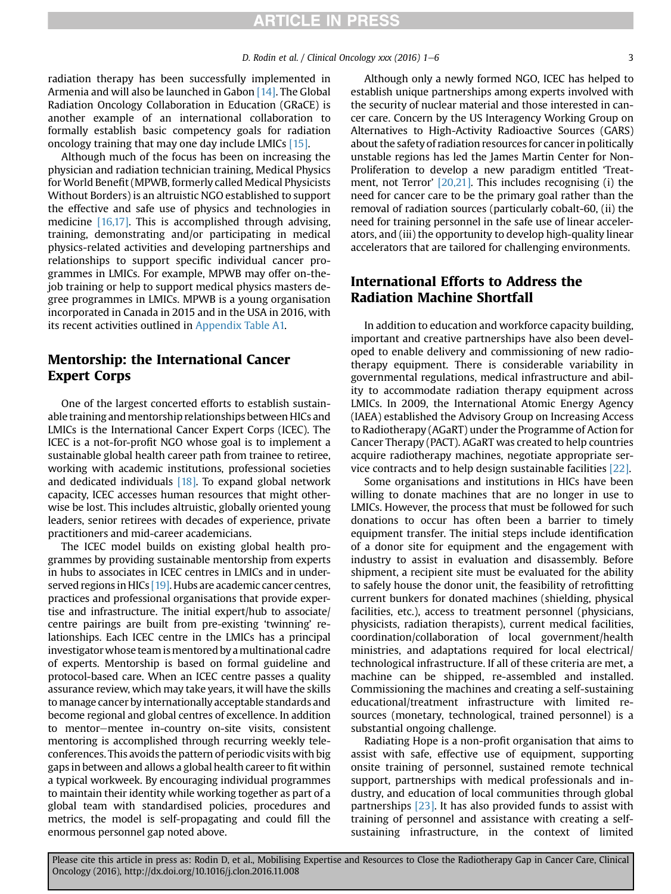radiation therapy has been successfully implemented in Armenia and will also be launched in Gabon [14]. The Global Radiation Oncology Collaboration in Education (GRaCE) is another example of an international collaboration to formally establish basic competency goals for radiation oncology training that may one day include LMICs [15].

Although much of the focus has been on increasing the physician and radiation technician training, Medical Physics for World Benefit (MPWB, formerly called Medical Physicists Without Borders) is an altruistic NGO established to support the effective and safe use of physics and technologies in medicine [16,17]. This is accomplished through advising, training, demonstrating and/or participating in medical physics-related activities and developing partnerships and relationships to support specific individual cancer programmes in LMICs. For example, MPWB may offer on-the-job training or help to support medical physics masters degree programmes in LMICs. MPWB is a young organisation incorporated in Canada in 2015 and in the USA in 2016, with its recent activities outlined in Appendix Table A1.

## Mentorship: the International Cancer Expert Corps

One of the largest concerted efforts to establish sustainable training and mentorship relationships between HICs and LMICs is the International Cancer Expert Corps (ICEC). The ICEC is a not-for-profit NGO whose goal is to implement a sustainable global health career path from trainee to retiree, working with academic institutions, professional societies and dedicated individuals [18]. To expand global network capacity, ICEC accesses human resources that might otherwise be lost. This includes altruistic, globally oriented young leaders, senior retirees with decades of experience, private practitioners and mid-career academicians.

The ICEC model builds on existing global health programmes by providing sustainable mentorship from experts in hubs to associates in ICEC centres in LMICs and in underserved regions in HICs [19]. Hubs are academic cancer centres, practices and professional organisations that provide expertise and infrastructure. The initial expert/hub to associate/centre pairings are built from pre-existing 'twinning' relationships. Each ICEC centre in the LMICs has a principal investigator whose team is mentored by a multinational cadre of experts. Mentorship is based on formal guideline and protocol-based care. When an ICEC centre passes a quality assurance review, which may take years, it will have the skills to manage cancer by internationally acceptable standards and become regional and global centres of excellence. In addition to mentor–mentee in-country on-site visits, consistent mentoring is accomplished through recurring weekly teleconferences. This avoids the pattern of periodic visits with big gaps in between and allows a global health career to fit within a typical workweek. By encouraging individual programmes to maintain their identity while working together as part of a global team with standardised policies, procedures and metrics, the model is self-propagating and could fill the enormous personnel gap noted above.

Although only a newly formed NGO, ICEC has helped to establish unique partnerships among experts involved with the security of nuclear material and those interested in cancer care. Concern by the US Interagency Working Group on Alternatives to High-Activity Radioactive Sources (GARS) about the safety of radiation resources for cancer in politically unstable regions has led the James Martin Center for Non-Proliferation to develop a new paradigm entitled 'Treatment, not Terror' [20,21]. This includes recognising (i) the need for cancer care to be the primary goal rather than the removal of radiation sources (particularly cobalt-60, (ii) the need for training personnel in the safe use of linear accelerators, and (iii) the opportunity to develop high-quality linear accelerators that are tailored for challenging environments.

## International Efforts to Address the Radiation Machine Shortfall

In addition to education and workforce capacity building, important and creative partnerships have also been developed to enable delivery and commissioning of new radiotherapy equipment. There is considerable variability in governmental regulations, medical infrastructure and ability to accommodate radiation therapy equipment across LMICs. In 2009, the International Atomic Energy Agency (IAEA) established the Advisory Group on Increasing Access to Radiotherapy (AGaRT) under the Programme of Action for Cancer Therapy (PACT). AGaRT was created to help countries acquire radiotherapy machines, negotiate appropriate service contracts and to help design sustainable facilities [22].

Some organisations and institutions in HICs have been willing to donate machines that are no longer in use to LMICs. However, the process that must be followed for such donations to occur has often been a barrier to timely equipment transfer. The initial steps include identification of a donor site for equipment and the engagement with industry to assist in evaluation and disassembly. Before shipment, a recipient site must be evaluated for the ability to safely house the donor unit, the feasibility of retrofitting current bunkers for donated machines (shielding, physical facilities, etc.), access to treatment personnel (physicians, physicists, radiation therapists), current medical facilities, coordination/collaboration of local government/health ministries, and adaptations required for local electrical/technological infrastructure. If all of these criteria are met, a machine can be shipped, re-assembled and installed. Commissioning the machines and creating a self-sustaining educational/treatment infrastructure with limited resources (monetary, technological, trained personnel) is a substantial ongoing challenge.

Radiating Hope is a non-profit organisation that aims to assist with safe, effective use of equipment, supporting onsite training of personnel, sustained remote technical support, partnerships with medical professionals and industry, and education of local communities through global partnerships [23]. It has also provided funds to assist with training of personnel and assistance with creating a self-sustaining infrastructure, in the context of limited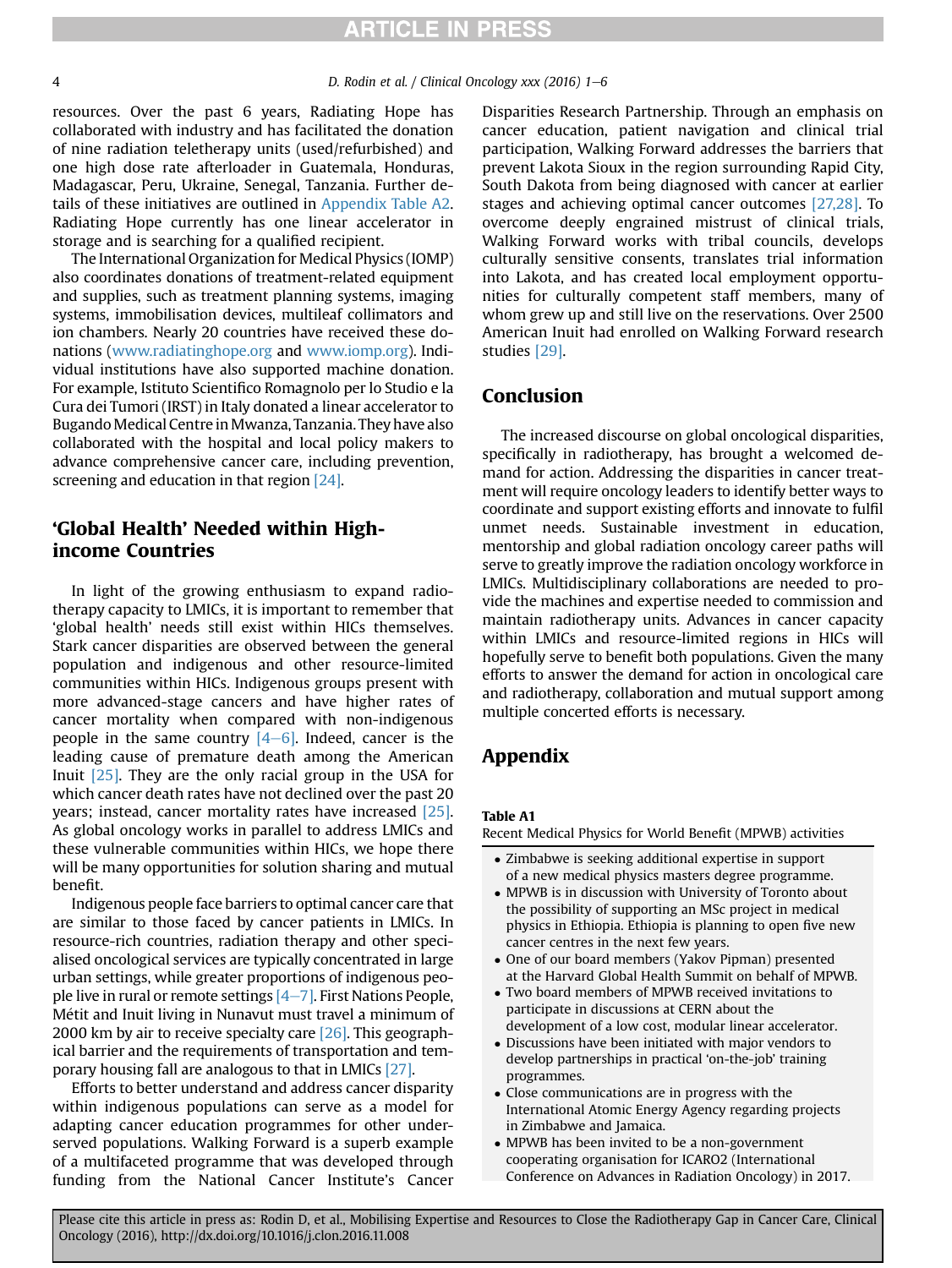resources. Over the past 6 years, Radiating Hope has collaborated with industry and has facilitated the donation of nine radiation teletherapy units (used/refurbished) and one high dose rate afterloader in Guatemala, Honduras, Madagascar, Peru, Ukraine, Senegal, Tanzania. Further details of these initiatives are outlined in Appendix Table A2. Radiating Hope currently has one linear accelerator in storage and is searching for a qualified recipient.

The International Organization for Medical Physics (IOMP) also coordinates donations of treatment-related equipment and supplies, such as treatment planning systems, imaging systems, immobilisation devices, multileaf collimators and ion chambers. Nearly 20 countries have received these donations (www.radiatinghope.org and www.iomp.org). Individual institutions have also supported machine donation. For example, Istituto Scientifico Romagnolo per lo Studio e la Cura dei Tumori (IRST) in Italy donated a linear accelerator to Bugando Medical Centre in Mwanza, Tanzania. They have also collaborated with the hospital and local policy makers to advance comprehensive cancer care, including prevention, screening and education in that region [24].

## 'Global Health' Needed within High-income Countries

In light of the growing enthusiasm to expand radiotherapy capacity to LMICs, it is important to remember that 'global health' needs still exist within HICs themselves. Stark cancer disparities are observed between the general population and indigenous and other resource-limited communities within HICs. Indigenous groups present with more advanced-stage cancers and have higher rates of cancer mortality when compared with non-indigenous people in the same country [4–6]. Indeed, cancer is the leading cause of premature death among the American Inuit [25]. They are the only racial group in the USA for which cancer death rates have not declined over the past 20 years; instead, cancer mortality rates have increased [25]. As global oncology works in parallel to address LMICs and these vulnerable communities within HICs, we hope there will be many opportunities for solution sharing and mutual benefit.

Indigenous people face barriers to optimal cancer care that are similar to those faced by cancer patients in LMICs. In resource-rich countries, radiation therapy and other specialised oncological services are typically concentrated in large urban settings, while greater proportions of indigenous people live in rural or remote settings [4–7]. First Nations People, Métit and Inuit living in Nunavut must travel a minimum of 2000 km by air to receive specialty care [26]. This geographical barrier and the requirements of transportation and temporary housing fall are analogous to that in LMICs [27].

Efforts to better understand and address cancer disparity within indigenous populations can serve as a model for adapting cancer education programmes for other underserved populations. Walking Forward is a superb example of a multifaceted programme that was developed through funding from the National Cancer Institute's Cancer Disparities Research Partnership. Through an emphasis on cancer education, patient navigation and clinical trial participation, Walking Forward addresses the barriers that prevent Lakota Sioux in the region surrounding Rapid City, South Dakota from being diagnosed with cancer at earlier stages and achieving optimal cancer outcomes [27,28]. To overcome deeply engrained mistrust of clinical trials, Walking Forward works with tribal councils, develops culturally sensitive consents, translates trial information into Lakota, and has created local employment opportunities for culturally competent staff members, many of whom grew up and still live on the reservations. Over 2500 American Inuit had enrolled on Walking Forward research studies [29].

## Conclusion

The increased discourse on global oncological disparities, specifically in radiotherapy, has brought a welcomed demand for action. Addressing the disparities in cancer treatment will require oncology leaders to identify better ways to coordinate and support existing efforts and innovate to fulfil unmet needs. Sustainable investment in education, mentorship and global radiation oncology career paths will serve to greatly improve the radiation oncology workforce in LMICs. Multidisciplinary collaborations are needed to provide the machines and expertise needed to commission and maintain radiotherapy units. Advances in cancer capacity within LMICs and resource-limited regions in HICs will hopefully serve to benefit both populations. Given the many efforts to answer the demand for action in oncological care and radiotherapy, collaboration and mutual support among multiple concerted efforts is necessary.

## Appendix

**Table A1**
Recent Medical Physics for World Benefit (MPWB) activities

- Zimbabwe is seeking additional expertise in support of a new medical physics masters degree programme.
- MPWB is in discussion with University of Toronto about the possibility of supporting an MSc project in medical physics in Ethiopia. Ethiopia is planning to open five new cancer centres in the next few years.
- One of our board members (Yakov Pipman) presented at the Harvard Global Health Summit on behalf of MPWB.
- Two board members of MPWB received invitations to participate in discussions at CERN about the development of a low cost, modular linear accelerator.
- Discussions have been initiated with major vendors to develop partnerships in practical 'on-the-job' training programmes.
- Close communications are in progress with the International Atomic Energy Agency regarding projects in Zimbabwe and Jamaica.
- MPWB has been invited to be a non-government cooperating organisation for ICARO2 (International Conference on Advances in Radiation Oncology) in 2017.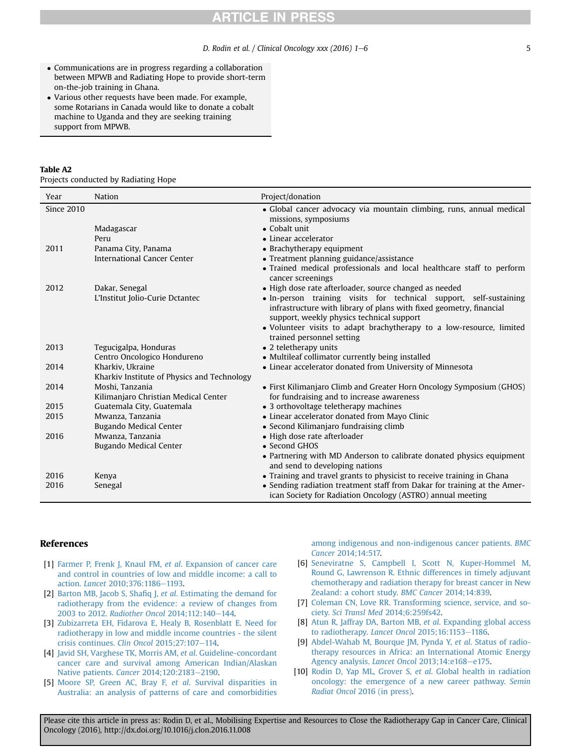- Communications are in progress regarding a collaboration between MPWB and Radiating Hope to provide short-term on-the-job training in Ghana.
- Various other requests have been made. For example, some Rotarians in Canada would like to donate a cobalt machine to Uganda and they are seeking training support from MPWB.

**Table A2**
Projects conducted by Radiating Hope

| Year | Nation | Project/donation |
|---|---|---|
| Since 2010 | | • Global cancer advocacy via mountain climbing, runs, annual medical missions, symposiums |
| | Madagascar | • Cobalt unit |
| | Peru | • Linear accelerator |
| 2011 | Panama City, Panama<br>International Cancer Center | • Brachytherapy equipment<br>• Treatment planning guidance/assistance<br>• Trained medical professionals and local healthcare staff to perform cancer screenings |
| 2012 | Dakar, Senegal<br>L'Institut Jolio-Curie Dctantec | • High dose rate afterloader, source changed as needed<br>• In-person training visits for technical support, self-sustaining infrastructure with library of plans with fixed geometry, financial support, weekly physics technical support<br>• Volunteer visits to adapt brachytherapy to a low-resource, limited trained personnel setting |
| 2013 | Tegucigalpa, Honduras<br>Centro Oncologico Hondureno | • 2 teletherapy units<br>• Multileaf collimator currently being installed |
| 2014 | Kharkiv, Ukraine<br>Kharkiv Institute of Physics and Technology | • Linear accelerator donated from University of Minnesota |
| 2014 | Moshi, Tanzania<br>Kilimanjaro Christian Medical Center | • First Kilimanjaro Climb and Greater Horn Oncology Symposium (GHOS) for fundraising and to increase awareness |
| 2015 | Guatemala City, Guatemala | • 3 orthovoltage teletherapy machines |
| 2015 | Mwanza, Tanzania<br>Bugando Medical Center | • Linear accelerator donated from Mayo Clinic<br>• Second Kilimanjaro fundraising climb |
| 2016 | Mwanza, Tanzania<br>Bugando Medical Center | • High dose rate afterloader<br>• Second GHOS<br>• Partnering with MD Anderson to calibrate donated physics equipment and send to developing nations |
| 2016 | Kenya | • Training and travel grants to physicist to receive training in Ghana |
| 2016 | Senegal | • Sending radiation treatment staff from Dakar for training at the American Society for Radiation Oncology (ASTRO) annual meeting |

## References

[1] Farmer P, Frenk J, Knaul FM, *et al*. Expansion of cancer care and control in countries of low and middle income: a call to action. *Lancet* 2010;376:1186–1193.

[2] Barton MB, Jacob S, Shafiq J, *et al*. Estimating the demand for radiotherapy from the evidence: a review of changes from 2003 to 2012. *Radiother Oncol* 2014;112:140–144.

[3] Zubizarreta EH, Fidarova E, Healy B, Rosenblatt E. Need for radiotherapy in low and middle income countries - the silent crisis continues. *Clin Oncol* 2015;27:107–114.

[4] Javid SH, Varghese TK, Morris AM, *et al*. Guideline-concordant cancer care and survival among American Indian/Alaskan Native patients. *Cancer* 2014;120:2183–2190.

[5] Moore SP, Green AC, Bray F, *et al*. Survival disparities in Australia: an analysis of patterns of care and comorbidities among indigenous and non-indigenous cancer patients. *BMC Cancer* 2014;14:517.

[6] Seneviratne S, Campbell I, Scott N, Kuper-Hommel M, Round G, Lawrenson R. Ethnic differences in timely adjuvant chemotherapy and radiation therapy for breast cancer in New Zealand: a cohort study. *BMC Cancer* 2014;14:839.

[7] Coleman CN, Love RR. Transforming science, service, and society. *Sci Transl Med* 2014;6:259fs42.

[8] Atun R, Jaffray DA, Barton MB, *et al*. Expanding global access to radiotherapy. *Lancet Oncol* 2015;16:1153–1186.

[9] Abdel-Wahab M, Bourque JM, Pynda Y, *et al*. Status of radiotherapy resources in Africa: an International Atomic Energy Agency analysis. *Lancet Oncol* 2013;14:e168–e175.

[10] Rodin D, Yap ML, Grover S, *et al*. Global health in radiation oncology: the emergence of a new career pathway. *Semin Radiat Oncol* 2016 (in press).

Please cite this article in press as: Rodin D, et al., Mobilising Expertise and Resources to Close the Radiotherapy Gap in Cancer Care, Clinical Oncology (2016), http://dx.doi.org/10.1016/j.clon.2016.11.008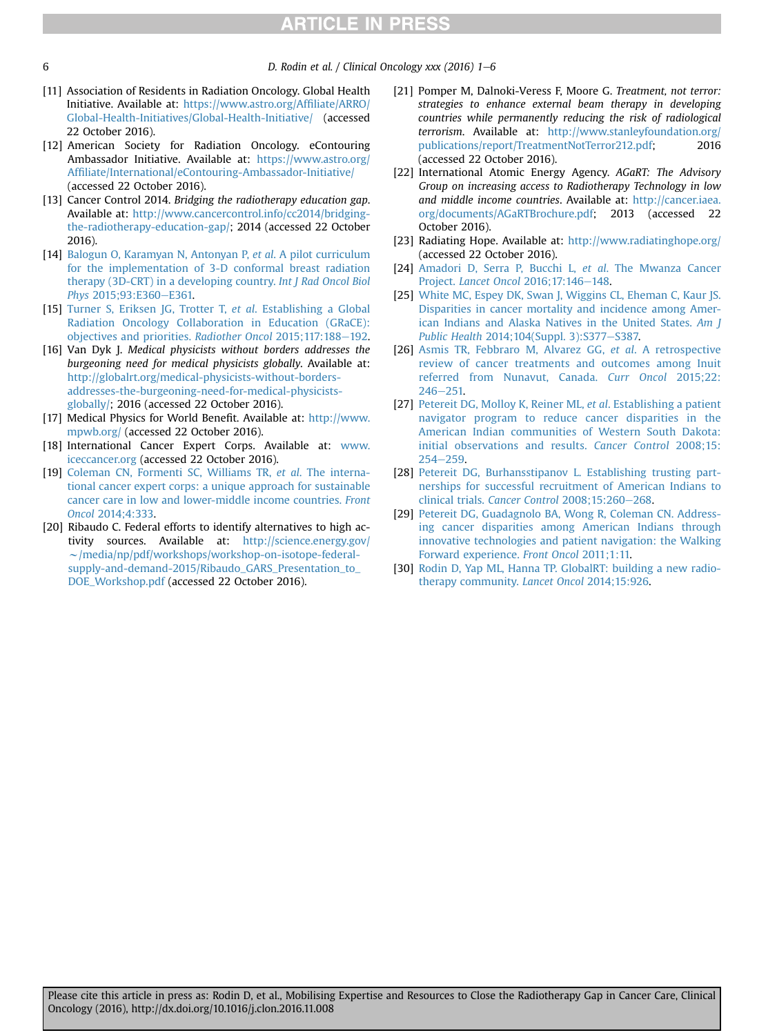[11] Association of Residents in Radiation Oncology. Global Health Initiative. Available at: https://www.astro.org/Affiliate/ARRO/Global-Health-Initiatives/Global-Health-Initiative/ (accessed 22 October 2016).

[12] American Society for Radiation Oncology. eContouring Ambassador Initiative. Available at: https://www.astro.org/Affiliate/International/eContouring-Ambassador-Initiative/ (accessed 22 October 2016).

[13] Cancer Control 2014. *Bridging the radiotherapy education gap*. Available at: http://www.cancercontrol.info/cc2014/bridging-the-radiotherapy-education-gap/; 2014 (accessed 22 October 2016).

[14] Balogun O, Karamyan N, Antonyan P, *et al.* A pilot curriculum for the implementation of 3-D conformal breast radiation therapy (3D-CRT) in a developing country. *Int J Rad Oncol Biol Phys* 2015;93:E360–E361.

[15] Turner S, Eriksen JG, Trotter T, *et al.* Establishing a Global Radiation Oncology Collaboration in Education (GRaCE): objectives and priorities. *Radiother Oncol* 2015;117:188–192.

[16] Van Dyk J. *Medical physicists without borders addresses the burgeoning need for medical physicists globally*. Available at: http://globalrt.org/medical-physicists-without-borders-addresses-the-burgeoning-need-for-medical-physicists-globally/; 2016 (accessed 22 October 2016).

[17] Medical Physics for World Benefit. Available at: http://www.mpwb.org/ (accessed 22 October 2016).

[18] International Cancer Expert Corps. Available at: www.iceccancer.org (accessed 22 October 2016).

[19] Coleman CN, Formenti SC, Williams TR, *et al.* The international cancer expert corps: a unique approach for sustainable cancer care in low and lower-middle income countries. *Front Oncol* 2014;4:333.

[20] Ribaudo C. Federal efforts to identify alternatives to high activity sources. Available at: http://science.energy.gov/~/media/np/pdf/workshops/workshop-on-isotope-federal-supply-and-demand-2015/Ribaudo_GARS_Presentation_to_DOE_Workshop.pdf (accessed 22 October 2016).

[21] Pomper M, Dalnoki-Veress F, Moore G. *Treatment, not terror: strategies to enhance external beam therapy in developing countries while permanently reducing the risk of radiological terrorism*. Available at: http://www.stanleyfoundation.org/publications/report/TreatmentNotTerror212.pdf; 2016 (accessed 22 October 2016).

[22] International Atomic Energy Agency. *AGaRT: The Advisory Group on increasing access to Radiotherapy Technology in low and middle income countries*. Available at: http://cancer.iaea.org/documents/AGaRTBrochure.pdf; 2013 (accessed 22 October 2016).

[23] Radiating Hope. Available at: http://www.radiatinghope.org/ (accessed 22 October 2016).

[24] Amadori D, Serra P, Bucchi L, *et al.* The Mwanza Cancer Project. *Lancet Oncol* 2016;17:146–148.

[25] White MC, Espey DK, Swan J, Wiggins CL, Eheman C, Kaur JS. Disparities in cancer mortality and incidence among American Indians and Alaska Natives in the United States. *Am J Public Health* 2014;104(Suppl. 3):S377–S387.

[26] Asmis TR, Febbraro M, Alvarez GG, *et al.* A retrospective review of cancer treatments and outcomes among Inuit referred from Nunavut, Canada. *Curr Oncol* 2015;22:246–251.

[27] Petereit DG, Molloy K, Reiner ML, *et al.* Establishing a patient navigator program to reduce cancer disparities in the American Indian communities of Western South Dakota: initial observations and results. *Cancer Control* 2008;15:254–259.

[28] Petereit DG, Burhansstipanov L. Establishing trusting partnerships for successful recruitment of American Indians to clinical trials. *Cancer Control* 2008;15:260–268.

[29] Petereit DG, Guadagnolo BA, Wong R, Coleman CN. Addressing cancer disparities among American Indians through innovative technologies and patient navigation: the Walking Forward experience. *Front Oncol* 2011;1:11.

[30] Rodin D, Yap ML, Hanna TP. GlobalRT: building a new radiotherapy community. *Lancet Oncol* 2014;15:926.

Please cite this article in press as: Rodin D, et al., Mobilising Expertise and Resources to Close the Radiotherapy Gap in Cancer Care, Clinical Oncology (2016), http://dx.doi.org/10.1016/j.clon.2016.11.008